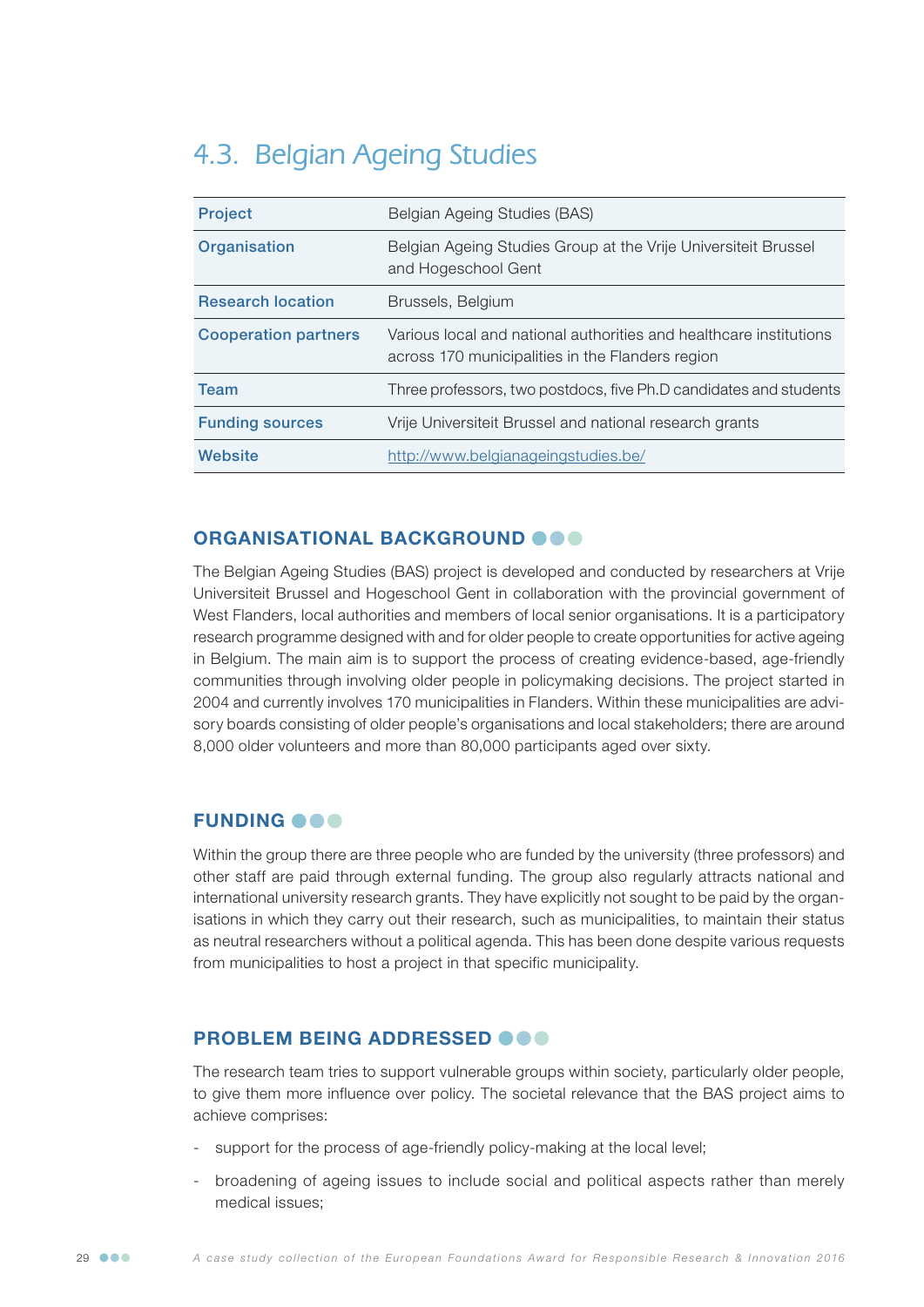## 4.3. Belgian Ageing Studies

| | |
|---|---|
| **Project** | Belgian Ageing Studies (BAS) |
| **Organisation** | Belgian Ageing Studies Group at the Vrije Universiteit Brussel and Hogeschool Gent |
| **Research location** | Brussels, Belgium |
| **Cooperation partners** | Various local and national authorities and healthcare institutions across 170 municipalities in the Flanders region |
| **Team** | Three professors, two postdocs, five Ph.D candidates and students |
| **Funding sources** | Vrije Universiteit Brussel and national research grants |
| **Website** | http://www.belgianageingstudies.be/ |

### ORGANISATIONAL BACKGROUND

The Belgian Ageing Studies (BAS) project is developed and conducted by researchers at Vrije Universiteit Brussel and Hogeschool Gent in collaboration with the provincial government of West Flanders, local authorities and members of local senior organisations. It is a participatory research programme designed with and for older people to create opportunities for active ageing in Belgium. The main aim is to support the process of creating evidence-based, age-friendly communities through involving older people in policymaking decisions. The project started in 2004 and currently involves 170 municipalities in Flanders. Within these municipalities are advisory boards consisting of older people's organisations and local stakeholders; there are around 8,000 older volunteers and more than 80,000 participants aged over sixty.

### FUNDING

Within the group there are three people who are funded by the university (three professors) and other staff are paid through external funding. The group also regularly attracts national and international university research grants. They have explicitly not sought to be paid by the organisations in which they carry out their research, such as municipalities, to maintain their status as neutral researchers without a political agenda. This has been done despite various requests from municipalities to host a project in that specific municipality.

### PROBLEM BEING ADDRESSED

The research team tries to support vulnerable groups within society, particularly older people, to give them more influence over policy. The societal relevance that the BAS project aims to achieve comprises:

- support for the process of age-friendly policy-making at the local level;
- broadening of ageing issues to include social and political aspects rather than merely medical issues;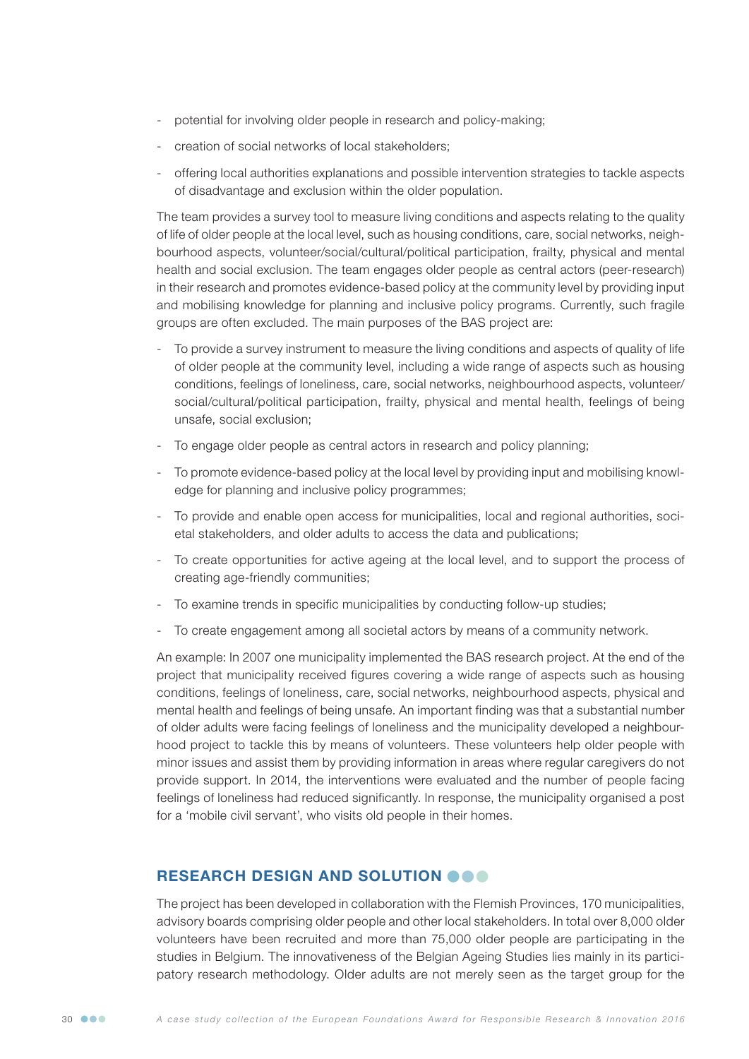- potential for involving older people in research and policy-making;
- creation of social networks of local stakeholders;
- offering local authorities explanations and possible intervention strategies to tackle aspects of disadvantage and exclusion within the older population.

The team provides a survey tool to measure living conditions and aspects relating to the quality of life of older people at the local level, such as housing conditions, care, social networks, neighbourhood aspects, volunteer/social/cultural/political participation, frailty, physical and mental health and social exclusion. The team engages older people as central actors (peer-research) in their research and promotes evidence-based policy at the community level by providing input and mobilising knowledge for planning and inclusive policy programs. Currently, such fragile groups are often excluded. The main purposes of the BAS project are:

- To provide a survey instrument to measure the living conditions and aspects of quality of life of older people at the community level, including a wide range of aspects such as housing conditions, feelings of loneliness, care, social networks, neighbourhood aspects, volunteer/social/cultural/political participation, frailty, physical and mental health, feelings of being unsafe, social exclusion;
- To engage older people as central actors in research and policy planning;
- To promote evidence-based policy at the local level by providing input and mobilising knowledge for planning and inclusive policy programmes;
- To provide and enable open access for municipalities, local and regional authorities, societal stakeholders, and older adults to access the data and publications;
- To create opportunities for active ageing at the local level, and to support the process of creating age-friendly communities;
- To examine trends in specific municipalities by conducting follow-up studies;
- To create engagement among all societal actors by means of a community network.

An example: In 2007 one municipality implemented the BAS research project. At the end of the project that municipality received figures covering a wide range of aspects such as housing conditions, feelings of loneliness, care, social networks, neighbourhood aspects, physical and mental health and feelings of being unsafe. An important finding was that a substantial number of older adults were facing feelings of loneliness and the municipality developed a neighbourhood project to tackle this by means of volunteers. These volunteers help older people with minor issues and assist them by providing information in areas where regular caregivers do not provide support. In 2014, the interventions were evaluated and the number of people facing feelings of loneliness had reduced significantly. In response, the municipality organised a post for a 'mobile civil servant', who visits old people in their homes.

## RESEARCH DESIGN AND SOLUTION

The project has been developed in collaboration with the Flemish Provinces, 170 municipalities, advisory boards comprising older people and other local stakeholders. In total over 8,000 older volunteers have been recruited and more than 75,000 older people are participating in the studies in Belgium. The innovativeness of the Belgian Ageing Studies lies mainly in its participatory research methodology. Older adults are not merely seen as the target group for the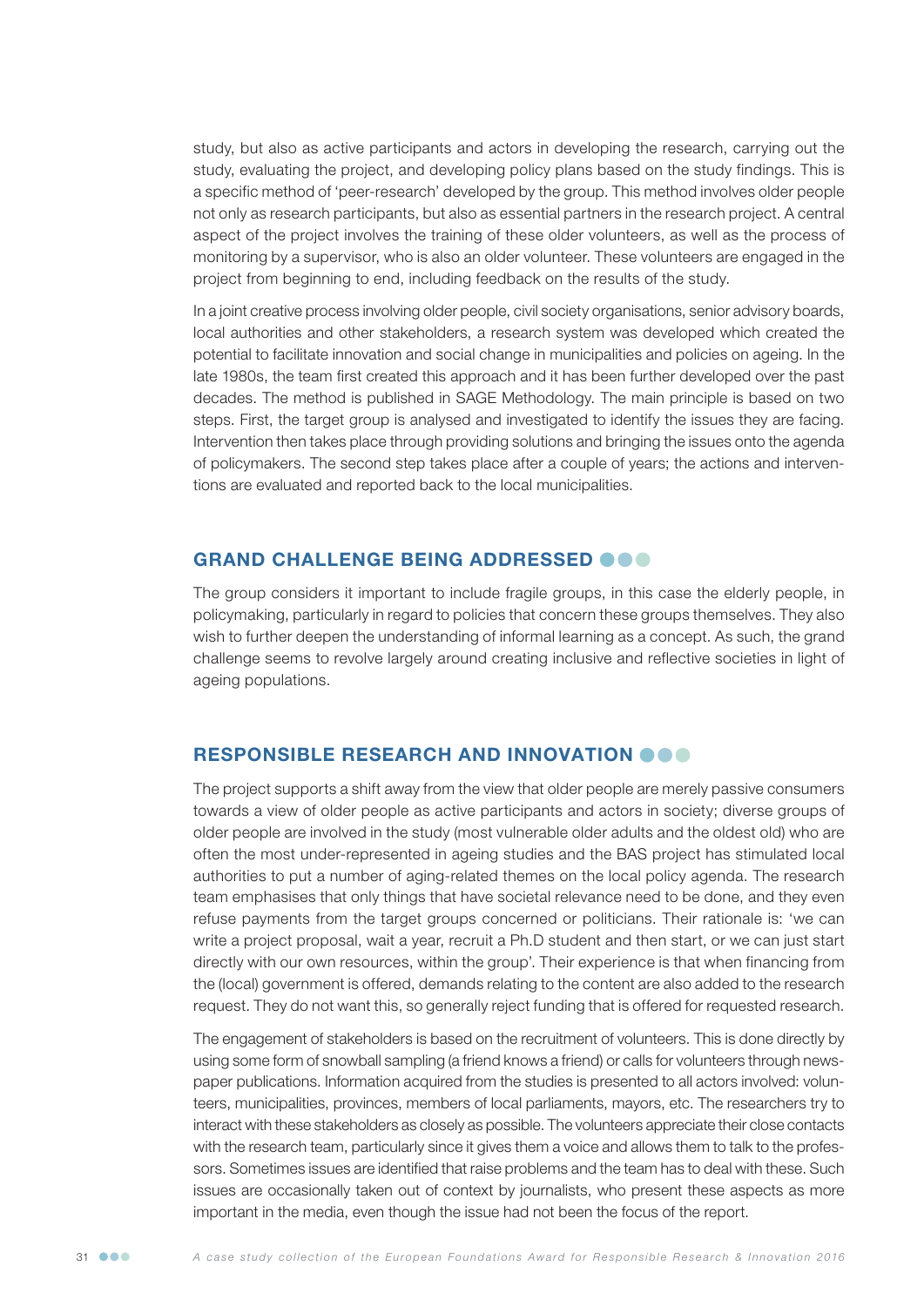study, but also as active participants and actors in developing the research, carrying out the study, evaluating the project, and developing policy plans based on the study findings. This is a specific method of 'peer-research' developed by the group. This method involves older people not only as research participants, but also as essential partners in the research project. A central aspect of the project involves the training of these older volunteers, as well as the process of monitoring by a supervisor, who is also an older volunteer. These volunteers are engaged in the project from beginning to end, including feedback on the results of the study.

In a joint creative process involving older people, civil society organisations, senior advisory boards, local authorities and other stakeholders, a research system was developed which created the potential to facilitate innovation and social change in municipalities and policies on ageing. In the late 1980s, the team first created this approach and it has been further developed over the past decades. The method is published in SAGE Methodology. The main principle is based on two steps. First, the target group is analysed and investigated to identify the issues they are facing. Intervention then takes place through providing solutions and bringing the issues onto the agenda of policymakers. The second step takes place after a couple of years; the actions and interventions are evaluated and reported back to the local municipalities.

## GRAND CHALLENGE BEING ADDRESSED

The group considers it important to include fragile groups, in this case the elderly people, in policymaking, particularly in regard to policies that concern these groups themselves. They also wish to further deepen the understanding of informal learning as a concept. As such, the grand challenge seems to revolve largely around creating inclusive and reflective societies in light of ageing populations.

## RESPONSIBLE RESEARCH AND INNOVATION

The project supports a shift away from the view that older people are merely passive consumers towards a view of older people as active participants and actors in society; diverse groups of older people are involved in the study (most vulnerable older adults and the oldest old) who are often the most under-represented in ageing studies and the BAS project has stimulated local authorities to put a number of aging-related themes on the local policy agenda. The research team emphasises that only things that have societal relevance need to be done, and they even refuse payments from the target groups concerned or politicians. Their rationale is: 'we can write a project proposal, wait a year, recruit a Ph.D student and then start, or we can just start directly with our own resources, within the group'. Their experience is that when financing from the (local) government is offered, demands relating to the content are also added to the research request. They do not want this, so generally reject funding that is offered for requested research.

The engagement of stakeholders is based on the recruitment of volunteers. This is done directly by using some form of snowball sampling (a friend knows a friend) or calls for volunteers through newspaper publications. Information acquired from the studies is presented to all actors involved: volunteers, municipalities, provinces, members of local parliaments, mayors, etc. The researchers try to interact with these stakeholders as closely as possible. The volunteers appreciate their close contacts with the research team, particularly since it gives them a voice and allows them to talk to the professors. Sometimes issues are identified that raise problems and the team has to deal with these. Such issues are occasionally taken out of context by journalists, who present these aspects as more important in the media, even though the issue had not been the focus of the report.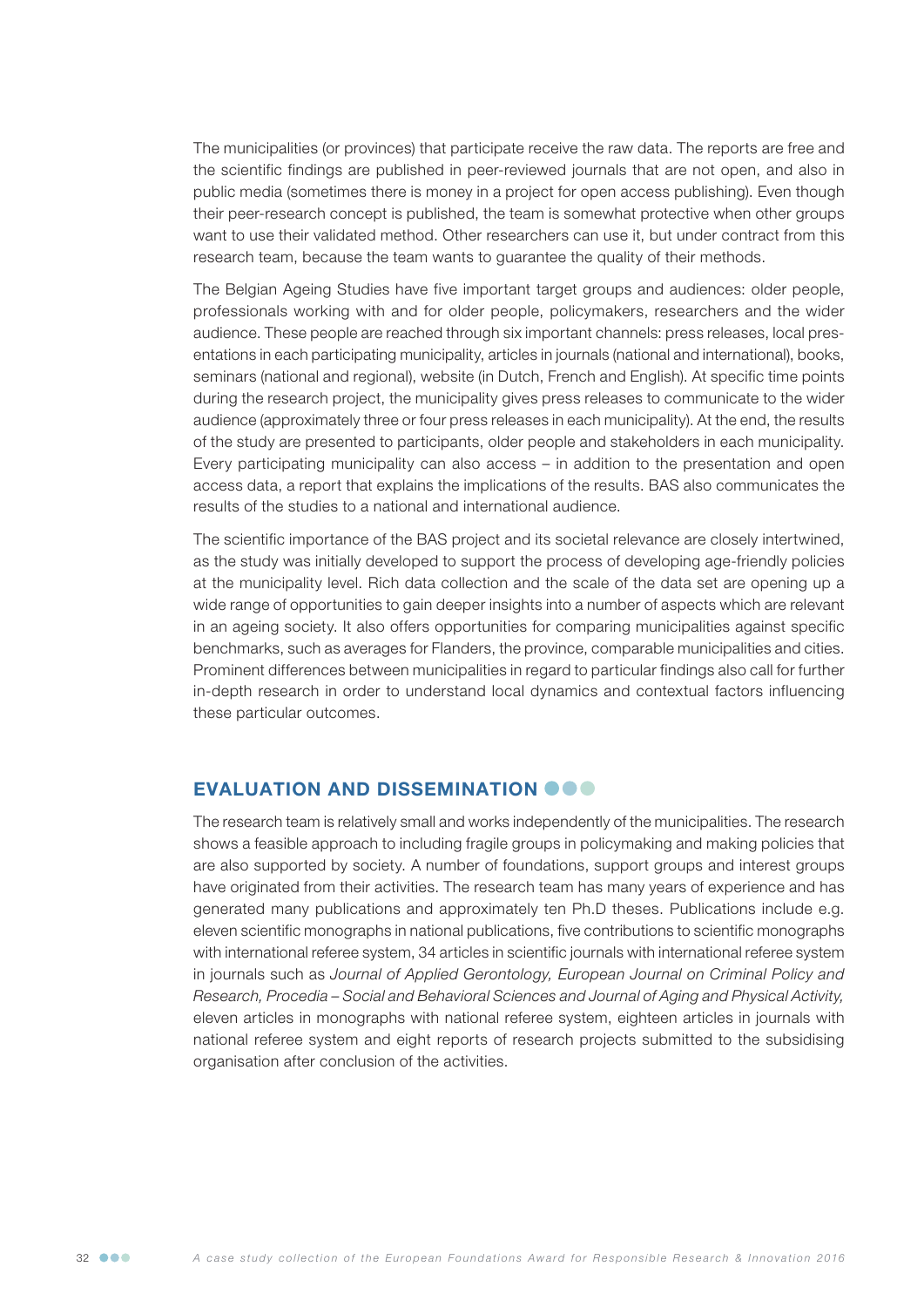The municipalities (or provinces) that participate receive the raw data. The reports are free and the scientific findings are published in peer-reviewed journals that are not open, and also in public media (sometimes there is money in a project for open access publishing). Even though their peer-research concept is published, the team is somewhat protective when other groups want to use their validated method. Other researchers can use it, but under contract from this research team, because the team wants to guarantee the quality of their methods.

The Belgian Ageing Studies have five important target groups and audiences: older people, professionals working with and for older people, policymakers, researchers and the wider audience. These people are reached through six important channels: press releases, local presentations in each participating municipality, articles in journals (national and international), books, seminars (national and regional), website (in Dutch, French and English). At specific time points during the research project, the municipality gives press releases to communicate to the wider audience (approximately three or four press releases in each municipality). At the end, the results of the study are presented to participants, older people and stakeholders in each municipality. Every participating municipality can also access – in addition to the presentation and open access data, a report that explains the implications of the results. BAS also communicates the results of the studies to a national and international audience.

The scientific importance of the BAS project and its societal relevance are closely intertwined, as the study was initially developed to support the process of developing age-friendly policies at the municipality level. Rich data collection and the scale of the data set are opening up a wide range of opportunities to gain deeper insights into a number of aspects which are relevant in an ageing society. It also offers opportunities for comparing municipalities against specific benchmarks, such as averages for Flanders, the province, comparable municipalities and cities. Prominent differences between municipalities in regard to particular findings also call for further in-depth research in order to understand local dynamics and contextual factors influencing these particular outcomes.

## EVALUATION AND DISSEMINATION

The research team is relatively small and works independently of the municipalities. The research shows a feasible approach to including fragile groups in policymaking and making policies that are also supported by society. A number of foundations, support groups and interest groups have originated from their activities. The research team has many years of experience and has generated many publications and approximately ten Ph.D theses. Publications include e.g. eleven scientific monographs in national publications, five contributions to scientific monographs with international referee system, 34 articles in scientific journals with international referee system in journals such as *Journal of Applied Gerontology, European Journal on Criminal Policy and Research, Procedia – Social and Behavioral Sciences and Journal of Aging and Physical Activity,* eleven articles in monographs with national referee system, eighteen articles in journals with national referee system and eight reports of research projects submitted to the subsidising organisation after conclusion of the activities.